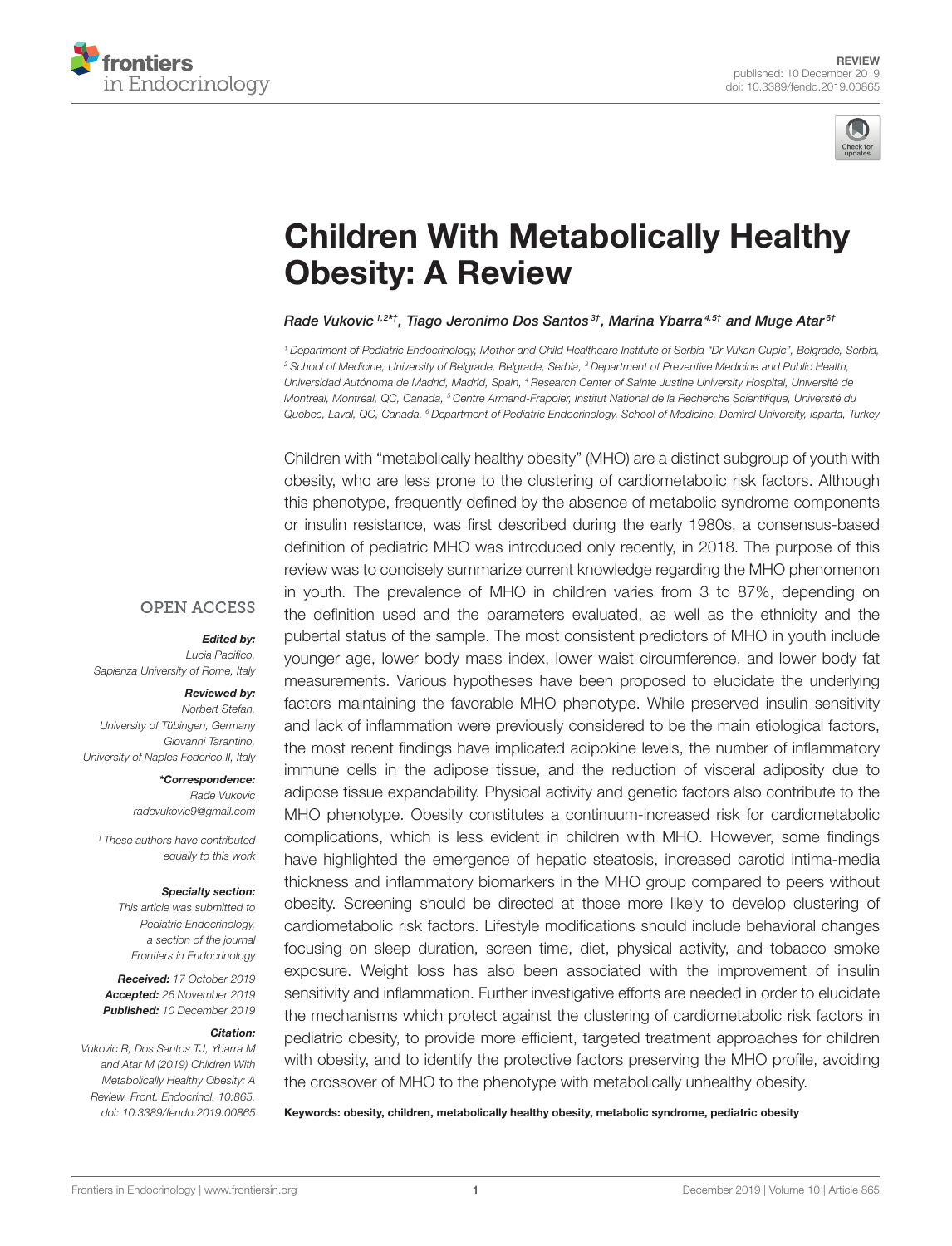REVIEW
published: 10 December 2019
doi: 10.3389/fendo.2019.00865

# Children With Metabolically Healthy Obesity: A Review

*Rade Vukovic[1,2*†], Tiago Jeronimo Dos Santos[3†], Marina Ybarra[4,5†] and Muge Atar[6†]*

[1] Department of Pediatric Endocrinology, Mother and Child Healthcare Institute of Serbia "Dr Vukan Cupic", Belgrade, Serbia, [2] School of Medicine, University of Belgrade, Belgrade, Serbia, [3] Department of Preventive Medicine and Public Health, Universidad Autónoma de Madrid, Madrid, Spain, [4] Research Center of Sainte Justine University Hospital, Université de Montréal, Montreal, QC, Canada, [5] Centre Armand-Frappier, Institut National de la Recherche Scientifique, Université du Québec, Laval, QC, Canada, [6] Department of Pediatric Endocrinology, School of Medicine, Demirel University, Isparta, Turkey

Children with "metabolically healthy obesity" (MHO) are a distinct subgroup of youth with obesity, who are less prone to the clustering of cardiometabolic risk factors. Although this phenotype, frequently defined by the absence of metabolic syndrome components or insulin resistance, was first described during the early 1980s, a consensus-based definition of pediatric MHO was introduced only recently, in 2018. The purpose of this review was to concisely summarize current knowledge regarding the MHO phenomenon in youth. The prevalence of MHO in children varies from 3 to 87%, depending on the definition used and the parameters evaluated, as well as the ethnicity and the pubertal status of the sample. The most consistent predictors of MHO in youth include younger age, lower body mass index, lower waist circumference, and lower body fat measurements. Various hypotheses have been proposed to elucidate the underlying factors maintaining the favorable MHO phenotype. While preserved insulin sensitivity and lack of inflammation were previously considered to be the main etiological factors, the most recent findings have implicated adipokine levels, the number of inflammatory immune cells in the adipose tissue, and the reduction of visceral adiposity due to adipose tissue expandability. Physical activity and genetic factors also contribute to the MHO phenotype. Obesity constitutes a continuum-increased risk for cardiometabolic complications, which is less evident in children with MHO. However, some findings have highlighted the emergence of hepatic steatosis, increased carotid intima-media thickness and inflammatory biomarkers in the MHO group compared to peers without obesity. Screening should be directed at those more likely to develop clustering of cardiometabolic risk factors. Lifestyle modifications should include behavioral changes focusing on sleep duration, screen time, diet, physical activity, and tobacco smoke exposure. Weight loss has also been associated with the improvement of insulin sensitivity and inflammation. Further investigative efforts are needed in order to elucidate the mechanisms which protect against the clustering of cardiometabolic risk factors in pediatric obesity, to provide more efficient, targeted treatment approaches for children with obesity, and to identify the protective factors preserving the MHO profile, avoiding the crossover of MHO to the phenotype with metabolically unhealthy obesity.

**Keywords: obesity, children, metabolically healthy obesity, metabolic syndrome, pediatric obesity**

OPEN ACCESS

***Edited by:***
Lucia Pacifico,
Sapienza University of Rome, Italy

***Reviewed by:***
Norbert Stefan,
University of Tübingen, Germany
Giovanni Tarantino,
University of Naples Federico II, Italy

***\*Correspondence:***
Rade Vukovic
radevukovic9@gmail.com

*† These authors have contributed equally to this work*

***Specialty section:***
This article was submitted to Pediatric Endocrinology, a section of the journal Frontiers in Endocrinology

***Received:*** 17 October 2019
***Accepted:*** 26 November 2019
***Published:*** 10 December 2019

***Citation:***
Vukovic R, Dos Santos TJ, Ybarra M and Atar M (2019) Children With Metabolically Healthy Obesity: A Review. Front. Endocrinol. 10:865. doi: 10.3389/fendo.2019.00865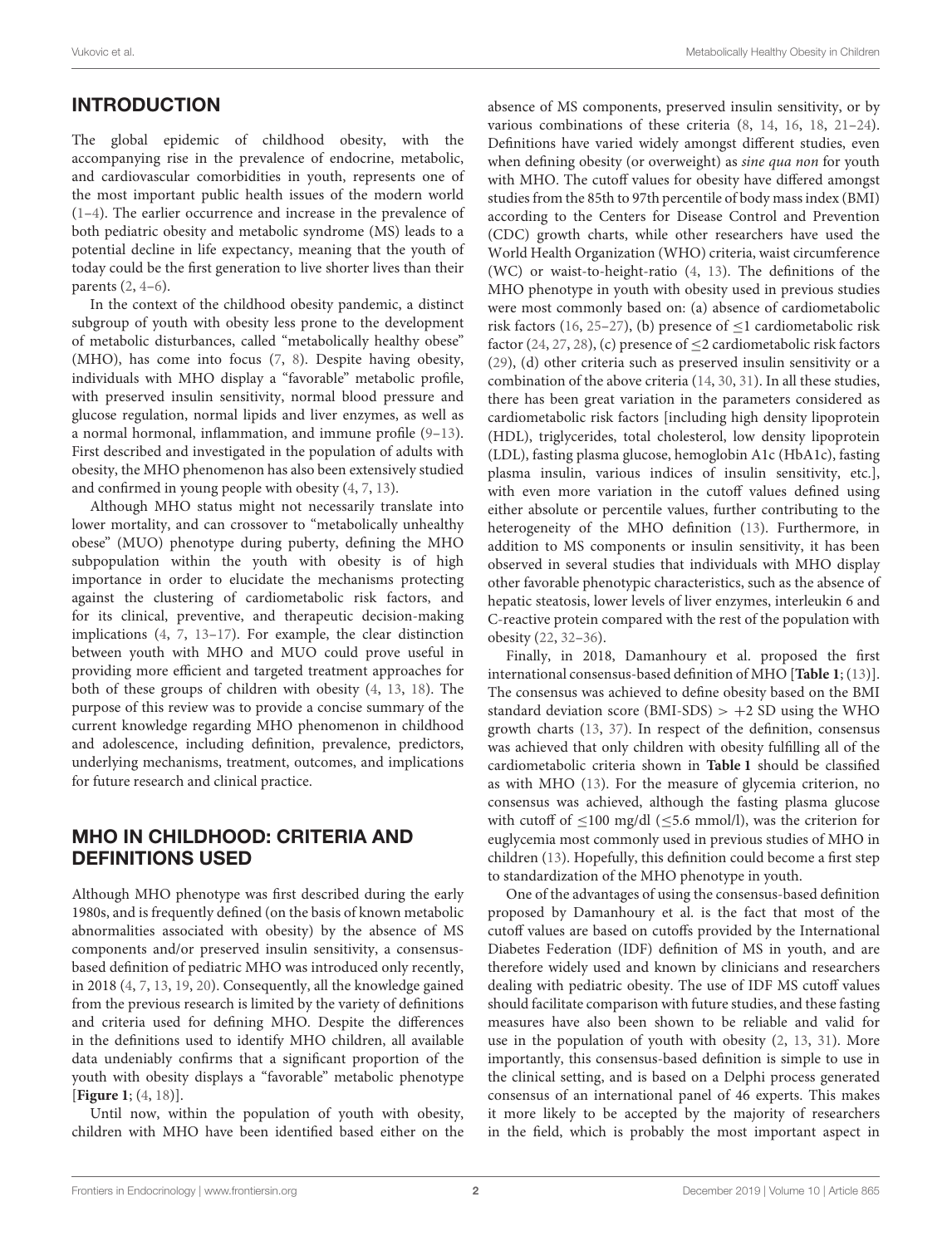## INTRODUCTION

The global epidemic of childhood obesity, with the accompanying rise in the prevalence of endocrine, metabolic, and cardiovascular comorbidities in youth, represents one of the most important public health issues of the modern world (1–4). The earlier occurrence and increase in the prevalence of both pediatric obesity and metabolic syndrome (MS) leads to a potential decline in life expectancy, meaning that the youth of today could be the first generation to live shorter lives than their parents (2, 4–6).

In the context of the childhood obesity pandemic, a distinct subgroup of youth with obesity less prone to the development of metabolic disturbances, called "metabolically healthy obese" (MHO), has come into focus (7, 8). Despite having obesity, individuals with MHO display a "favorable" metabolic profile, with preserved insulin sensitivity, normal blood pressure and glucose regulation, normal lipids and liver enzymes, as well as a normal hormonal, inflammation, and immune profile (9–13). First described and investigated in the population of adults with obesity, the MHO phenomenon has also been extensively studied and confirmed in young people with obesity (4, 7, 13).

Although MHO status might not necessarily translate into lower mortality, and can crossover to "metabolically unhealthy obese" (MUO) phenotype during puberty, defining the MHO subpopulation within the youth with obesity is of high importance in order to elucidate the mechanisms protecting against the clustering of cardiometabolic risk factors, and for its clinical, preventive, and therapeutic decision-making implications (4, 7, 13–17). For example, the clear distinction between youth with MHO and MUO could prove useful in providing more efficient and targeted treatment approaches for both of these groups of children with obesity (4, 13, 18). The purpose of this review was to provide a concise summary of the current knowledge regarding MHO phenomenon in childhood and adolescence, including definition, prevalence, predictors, underlying mechanisms, treatment, outcomes, and implications for future research and clinical practice.

## MHO IN CHILDHOOD: CRITERIA AND DEFINITIONS USED

Although MHO phenotype was first described during the early 1980s, and is frequently defined (on the basis of known metabolic abnormalities associated with obesity) by the absence of MS components and/or preserved insulin sensitivity, a consensus-based definition of pediatric MHO was introduced only recently, in 2018 (4, 7, 13, 19, 20). Consequently, all the knowledge gained from the previous research is limited by the variety of definitions and criteria used for defining MHO. Despite the differences in the definitions used to identify MHO children, all available data undeniably confirms that a significant proportion of the youth with obesity displays a "favorable" metabolic phenotype [**Figure 1**; (4, 18)].

Until now, within the population of youth with obesity, children with MHO have been identified based either on the absence of MS components, preserved insulin sensitivity, or by various combinations of these criteria (8, 14, 16, 18, 21–24). Definitions have varied widely amongst different studies, even when defining obesity (or overweight) as *sine qua non* for youth with MHO. The cutoff values for obesity have differed amongst studies from the 85th to 97th percentile of body mass index (BMI) according to the Centers for Disease Control and Prevention (CDC) growth charts, while other researchers have used the World Health Organization (WHO) criteria, waist circumference (WC) or waist-to-height-ratio (4, 13). The definitions of the MHO phenotype in youth with obesity used in previous studies were most commonly based on: (a) absence of cardiometabolic risk factors (16, 25–27), (b) presence of $\leq$1 cardiometabolic risk factor (24, 27, 28), (c) presence of $\leq$2 cardiometabolic risk factors (29), (d) other criteria such as preserved insulin sensitivity or a combination of the above criteria (14, 30, 31). In all these studies, there has been great variation in the parameters considered as cardiometabolic risk factors [including high density lipoprotein (HDL), triglycerides, total cholesterol, low density lipoprotein (LDL), fasting plasma glucose, hemoglobin A1c (HbA1c), fasting plasma insulin, various indices of insulin sensitivity, etc.], with even more variation in the cutoff values defined using either absolute or percentile values, further contributing to the heterogeneity of the MHO definition (13). Furthermore, in addition to MS components or insulin sensitivity, it has been observed in several studies that individuals with MHO display other favorable phenotypic characteristics, such as the absence of hepatic steatosis, lower levels of liver enzymes, interleukin 6 and C-reactive protein compared with the rest of the population with obesity (22, 32–36).

Finally, in 2018, Damanhoury et al. proposed the first international consensus-based definition of MHO [**Table 1**; (13)]. The consensus was achieved to define obesity based on the BMI standard deviation score (BMI-SDS) $> +2$ SD using the WHO growth charts (13, 37). In respect of the definition, consensus was achieved that only children with obesity fulfilling all of the cardiometabolic criteria shown in **Table 1** should be classified as with MHO (13). For the measure of glycemia criterion, no consensus was achieved, although the fasting plasma glucose with cutoff of $\leq$100 mg/dl ($\leq$5.6 mmol/l), was the criterion for euglycemia most commonly used in previous studies of MHO in children (13). Hopefully, this definition could become a first step to standardization of the MHO phenotype in youth.

One of the advantages of using the consensus-based definition proposed by Damanhoury et al. is the fact that most of the cutoff values are based on cutoffs provided by the International Diabetes Federation (IDF) definition of MS in youth, and are therefore widely used and known by clinicians and researchers dealing with pediatric obesity. The use of IDF MS cutoff values should facilitate comparison with future studies, and these fasting measures have also been shown to be reliable and valid for use in the population of youth with obesity (2, 13, 31). More importantly, this consensus-based definition is simple to use in the clinical setting, and is based on a Delphi process generated consensus of an international panel of 46 experts. This makes it more likely to be accepted by the majority of researchers in the field, which is probably the most important aspect in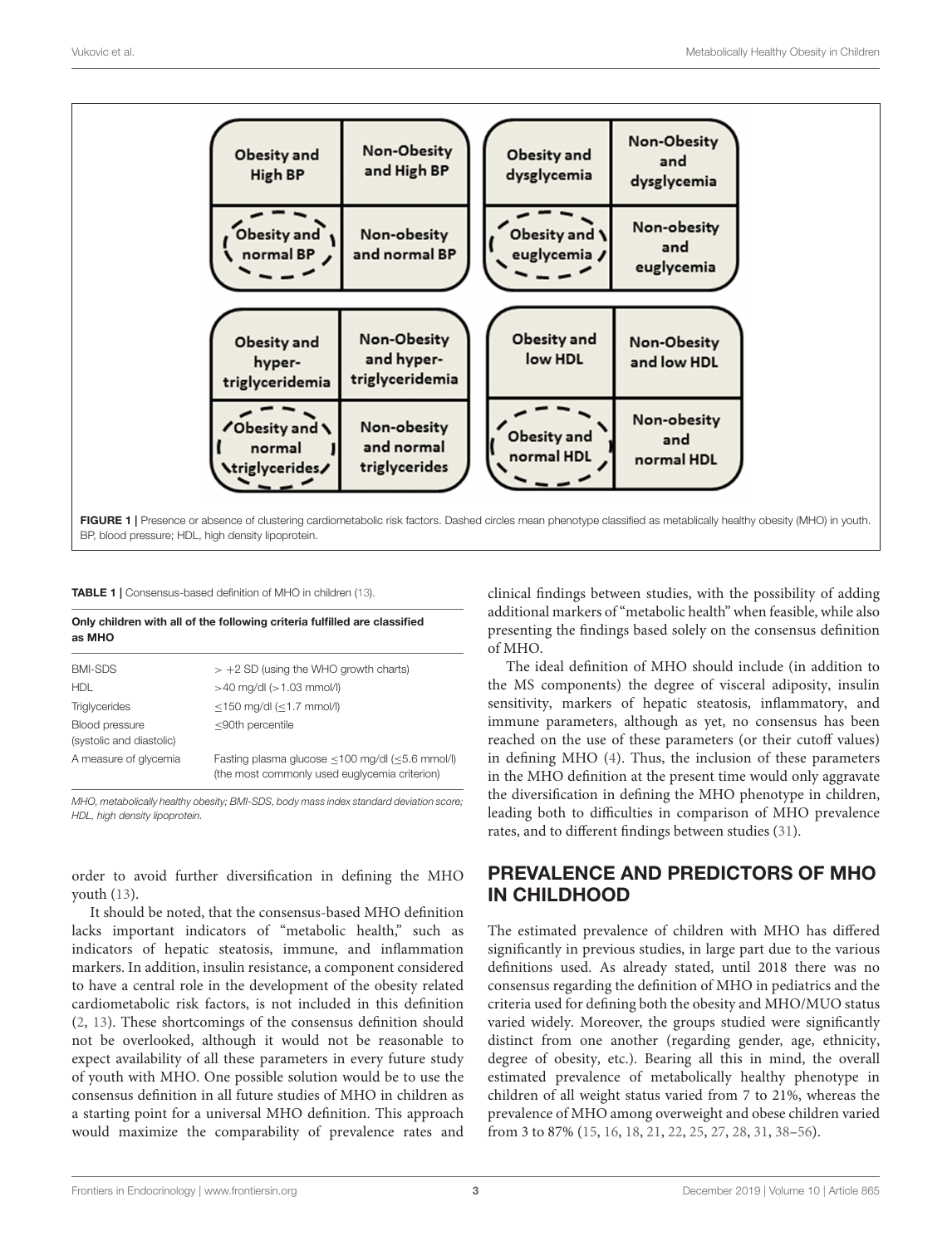| Obesity and High BP | Non-Obesity and High BP |
|---|---|
| Obesity and normal BP | Non-obesity and normal BP |

| Obesity and dysglycemia | Non-Obesity and dysglycemia |
|---|---|
| Obesity and euglycemia | Non-obesity and euglycemia |

| Obesity and hyper-triglyceridemia | Non-Obesity and hyper-triglyceridemia |
|---|---|
| Obesity and normal triglycerides | Non-obesity and normal triglycerides |

| Obesity and low HDL | Non-Obesity and low HDL |
|---|---|
| Obesity and normal HDL | Non-obesity and normal HDL |

**FIGURE 1** | Presence or absence of clustering cardiometabolic risk factors. Dashed circles mean phenotype classified as metablically healthy obesity (MHO) in youth. BP, blood pressure; HDL, high density lipoprotein.

**TABLE 1** | Consensus-based definition of MHO in children (13).

| **Only children with all of the following criteria fulfilled are classified as MHO** | |
|---|---|
| BMI-SDS | > +2 SD (using the WHO growth charts) |
| HDL | >40 mg/dl (>1.03 mmol/l) |
| Triglycerides | ≤150 mg/dl (≤1.7 mmol/l) |
| Blood pressure (systolic and diastolic) | ≤90th percentile |
| A measure of glycemia | Fasting plasma glucose ≤100 mg/dl (≤5.6 mmol/l) (the most commonly used euglycemia criterion) |

*MHO, metabolically healthy obesity; BMI-SDS, body mass index standard deviation score; HDL, high density lipoprotein.*

order to avoid further diversification in defining the MHO youth (13).

It should be noted, that the consensus-based MHO definition lacks important indicators of "metabolic health," such as indicators of hepatic steatosis, immune, and inflammation markers. In addition, insulin resistance, a component considered to have a central role in the development of the obesity related cardiometabolic risk factors, is not included in this definition (2, 13). These shortcomings of the consensus definition should not be overlooked, although it would not be reasonable to expect availability of all these parameters in every future study of youth with MHO. One possible solution would be to use the consensus definition in all future studies of MHO in children as a starting point for a universal MHO definition. This approach would maximize the comparability of prevalence rates and clinical findings between studies, with the possibility of adding additional markers of "metabolic health" when feasible, while also presenting the findings based solely on the consensus definition of MHO.

The ideal definition of MHO should include (in addition to the MS components) the degree of visceral adiposity, insulin sensitivity, markers of hepatic steatosis, inflammatory, and immune parameters, although as yet, no consensus has been reached on the use of these parameters (or their cutoff values) in defining MHO (4). Thus, the inclusion of these parameters in the MHO definition at the present time would only aggravate the diversification in defining the MHO phenotype in children, leading both to difficulties in comparison of MHO prevalence rates, and to different findings between studies (31).

## PREVALENCE AND PREDICTORS OF MHO IN CHILDHOOD

The estimated prevalence of children with MHO has differed significantly in previous studies, in large part due to the various definitions used. As already stated, until 2018 there was no consensus regarding the definition of MHO in pediatrics and the criteria used for defining both the obesity and MHO/MUO status varied widely. Moreover, the groups studied were significantly distinct from one another (regarding gender, age, ethnicity, degree of obesity, etc.). Bearing all this in mind, the overall estimated prevalence of metabolically healthy phenotype in children of all weight status varied from 7 to 21%, whereas the prevalence of MHO among overweight and obese children varied from 3 to 87% (15, 16, 18, 21, 22, 25, 27, 28, 31, 38–56).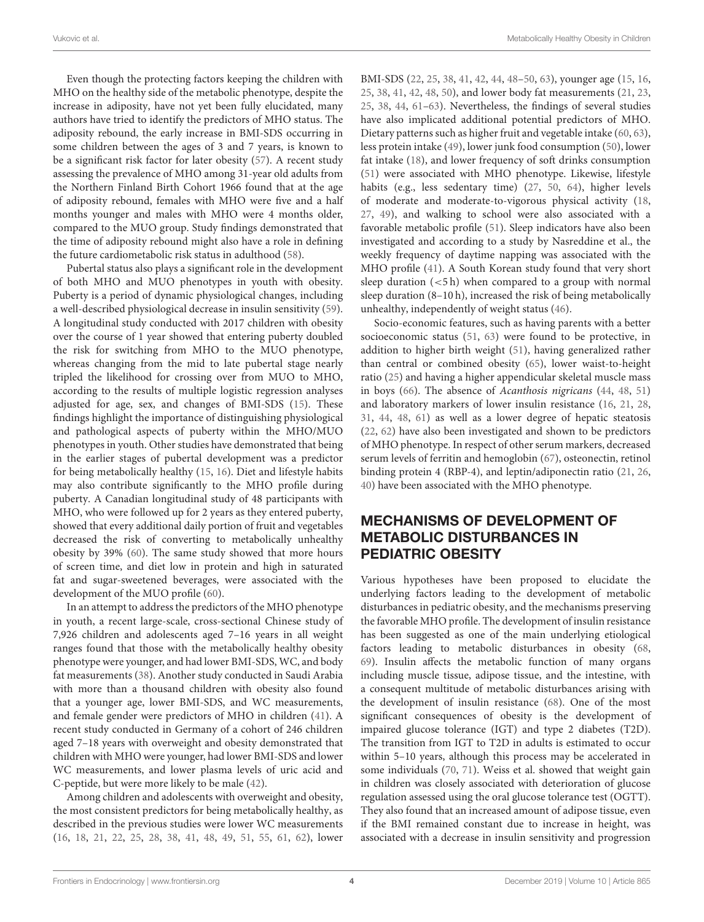Even though the protecting factors keeping the children with MHO on the healthy side of the metabolic phenotype, despite the increase in adiposity, have not yet been fully elucidated, many authors have tried to identify the predictors of MHO status. The adiposity rebound, the early increase in BMI-SDS occurring in some children between the ages of 3 and 7 years, is known to be a significant risk factor for later obesity (57). A recent study assessing the prevalence of MHO among 31-year old adults from the Northern Finland Birth Cohort 1966 found that at the age of adiposity rebound, females with MHO were five and a half months younger and males with MHO were 4 months older, compared to the MUO group. Study findings demonstrated that the time of adiposity rebound might also have a role in defining the future cardiometabolic risk status in adulthood (58).

Pubertal status also plays a significant role in the development of both MHO and MUO phenotypes in youth with obesity. Puberty is a period of dynamic physiological changes, including a well-described physiological decrease in insulin sensitivity (59). A longitudinal study conducted with 2017 children with obesity over the course of 1 year showed that entering puberty doubled the risk for switching from MHO to the MUO phenotype, whereas changing from the mid to late pubertal stage nearly tripled the likelihood for crossing over from MUO to MHO, according to the results of multiple logistic regression analyses adjusted for age, sex, and changes of BMI-SDS (15). These findings highlight the importance of distinguishing physiological and pathological aspects of puberty within the MHO/MUO phenotypes in youth. Other studies have demonstrated that being in the earlier stages of pubertal development was a predictor for being metabolically healthy (15, 16). Diet and lifestyle habits may also contribute significantly to the MHO profile during puberty. A Canadian longitudinal study of 48 participants with MHO, who were followed up for 2 years as they entered puberty, showed that every additional daily portion of fruit and vegetables decreased the risk of converting to metabolically unhealthy obesity by 39% (60). The same study showed that more hours of screen time, and diet low in protein and high in saturated fat and sugar-sweetened beverages, were associated with the development of the MUO profile (60).

In an attempt to address the predictors of the MHO phenotype in youth, a recent large-scale, cross-sectional Chinese study of 7,926 children and adolescents aged 7–16 years in all weight ranges found that those with the metabolically healthy obesity phenotype were younger, and had lower BMI-SDS, WC, and body fat measurements (38). Another study conducted in Saudi Arabia with more than a thousand children with obesity also found that a younger age, lower BMI-SDS, and WC measurements, and female gender were predictors of MHO in children (41). A recent study conducted in Germany of a cohort of 246 children aged 7–18 years with overweight and obesity demonstrated that children with MHO were younger, had lower BMI-SDS and lower WC measurements, and lower plasma levels of uric acid and C-peptide, but were more likely to be male (42).

Among children and adolescents with overweight and obesity, the most consistent predictors for being metabolically healthy, as described in the previous studies were lower WC measurements (16, 18, 21, 22, 25, 28, 38, 41, 48, 49, 51, 55, 61, 62), lower BMI-SDS (22, 25, 38, 41, 42, 44, 48–50, 63), younger age (15, 16, 25, 38, 41, 42, 48, 50), and lower body fat measurements (21, 23, 25, 38, 44, 61–63). Nevertheless, the findings of several studies have also implicated additional potential predictors of MHO. Dietary patterns such as higher fruit and vegetable intake (60, 63), less protein intake (49), lower junk food consumption (50), lower fat intake (18), and lower frequency of soft drinks consumption (51) were associated with MHO phenotype. Likewise, lifestyle habits (e.g., less sedentary time) (27, 50, 64), higher levels of moderate and moderate-to-vigorous physical activity (18, 27, 49), and walking to school were also associated with a favorable metabolic profile (51). Sleep indicators have also been investigated and according to a study by Nasreddine et al., the weekly frequency of daytime napping was associated with the MHO profile (41). A South Korean study found that very short sleep duration (<5 h) when compared to a group with normal sleep duration (8–10 h), increased the risk of being metabolically unhealthy, independently of weight status (46).

Socio-economic features, such as having parents with a better socioeconomic status (51, 63) were found to be protective, in addition to higher birth weight (51), having generalized rather than central or combined obesity (65), lower waist-to-height ratio (25) and having a higher appendicular skeletal muscle mass in boys (66). The absence of *Acanthosis nigricans* (44, 48, 51) and laboratory markers of lower insulin resistance (16, 21, 28, 31, 44, 48, 61) as well as a lower degree of hepatic steatosis (22, 62) have also been investigated and shown to be predictors of MHO phenotype. In respect of other serum markers, decreased serum levels of ferritin and hemoglobin (67), osteonectin, retinol binding protein 4 (RBP-4), and leptin/adiponectin ratio (21, 26, 40) have been associated with the MHO phenotype.

## MECHANISMS OF DEVELOPMENT OF METABOLIC DISTURBANCES IN PEDIATRIC OBESITY

Various hypotheses have been proposed to elucidate the underlying factors leading to the development of metabolic disturbances in pediatric obesity, and the mechanisms preserving the favorable MHO profile. The development of insulin resistance has been suggested as one of the main underlying etiological factors leading to metabolic disturbances in obesity (68, 69). Insulin affects the metabolic function of many organs including muscle tissue, adipose tissue, and the intestine, with a consequent multitude of metabolic disturbances arising with the development of insulin resistance (68). One of the most significant consequences of obesity is the development of impaired glucose tolerance (IGT) and type 2 diabetes (T2D). The transition from IGT to T2D in adults is estimated to occur within 5–10 years, although this process may be accelerated in some individuals (70, 71). Weiss et al. showed that weight gain in children was closely associated with deterioration of glucose regulation assessed using the oral glucose tolerance test (OGTT). They also found that an increased amount of adipose tissue, even if the BMI remained constant due to increase in height, was associated with a decrease in insulin sensitivity and progression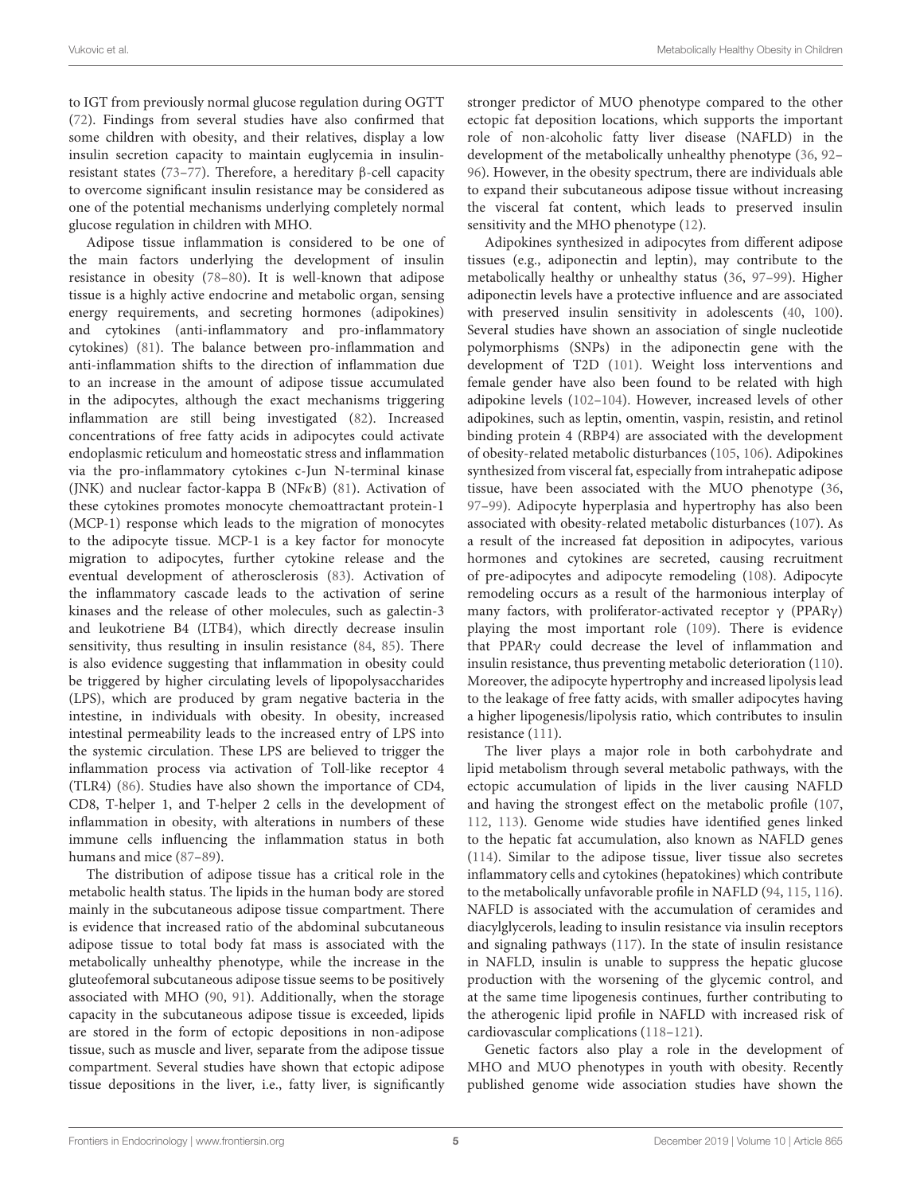to IGT from previously normal glucose regulation during OGTT (72). Findings from several studies have also confirmed that some children with obesity, and their relatives, display a low insulin secretion capacity to maintain euglycemia in insulin-resistant states (73–77). Therefore, a hereditary β-cell capacity to overcome significant insulin resistance may be considered as one of the potential mechanisms underlying completely normal glucose regulation in children with MHO.

Adipose tissue inflammation is considered to be one of the main factors underlying the development of insulin resistance in obesity (78–80). It is well-known that adipose tissue is a highly active endocrine and metabolic organ, sensing energy requirements, and secreting hormones (adipokines) and cytokines (anti-inflammatory and pro-inflammatory cytokines) (81). The balance between pro-inflammation and anti-inflammation shifts to the direction of inflammation due to an increase in the amount of adipose tissue accumulated in the adipocytes, although the exact mechanisms triggering inflammation are still being investigated (82). Increased concentrations of free fatty acids in adipocytes could activate endoplasmic reticulum and homeostatic stress and inflammation via the pro-inflammatory cytokines c-Jun N-terminal kinase (JNK) and nuclear factor-kappa B (NFκB) (81). Activation of these cytokines promotes monocyte chemoattractant protein-1 (MCP-1) response which leads to the migration of monocytes to the adipocyte tissue. MCP-1 is a key factor for monocyte migration to adipocytes, further cytokine release and the eventual development of atherosclerosis (83). Activation of the inflammatory cascade leads to the activation of serine kinases and the release of other molecules, such as galectin-3 and leukotriene B4 (LTB4), which directly decrease insulin sensitivity, thus resulting in insulin resistance (84, 85). There is also evidence suggesting that inflammation in obesity could be triggered by higher circulating levels of lipopolysaccharides (LPS), which are produced by gram negative bacteria in the intestine, in individuals with obesity. In obesity, increased intestinal permeability leads to the increased entry of LPS into the systemic circulation. These LPS are believed to trigger the inflammation process via activation of Toll-like receptor 4 (TLR4) (86). Studies have also shown the importance of CD4, CD8, T-helper 1, and T-helper 2 cells in the development of inflammation in obesity, with alterations in numbers of these immune cells influencing the inflammation status in both humans and mice (87–89).

The distribution of adipose tissue has a critical role in the metabolic health status. The lipids in the human body are stored mainly in the subcutaneous adipose tissue compartment. There is evidence that increased ratio of the abdominal subcutaneous adipose tissue to total body fat mass is associated with the metabolically unhealthy phenotype, while the increase in the gluteofemoral subcutaneous adipose tissue seems to be positively associated with MHO (90, 91). Additionally, when the storage capacity in the subcutaneous adipose tissue is exceeded, lipids are stored in the form of ectopic depositions in non-adipose tissue, such as muscle and liver, separate from the adipose tissue compartment. Several studies have shown that ectopic adipose tissue depositions in the liver, i.e., fatty liver, is significantly stronger predictor of MUO phenotype compared to the other ectopic fat deposition locations, which supports the important role of non-alcoholic fatty liver disease (NAFLD) in the development of the metabolically unhealthy phenotype (36, 92–96). However, in the obesity spectrum, there are individuals able to expand their subcutaneous adipose tissue without increasing the visceral fat content, which leads to preserved insulin sensitivity and the MHO phenotype (12).

Adipokines synthesized in adipocytes from different adipose tissues (e.g., adiponectin and leptin), may contribute to the metabolically healthy or unhealthy status (36, 97–99). Higher adiponectin levels have a protective influence and are associated with preserved insulin sensitivity in adolescents (40, 100). Several studies have shown an association of single nucleotide polymorphisms (SNPs) in the adiponectin gene with the development of T2D (101). Weight loss interventions and female gender have also been found to be related with high adipokine levels (102–104). However, increased levels of other adipokines, such as leptin, omentin, vaspin, resistin, and retinol binding protein 4 (RBP4) are associated with the development of obesity-related metabolic disturbances (105, 106). Adipokines synthesized from visceral fat, especially from intrahepatic adipose tissue, have been associated with the MUO phenotype (36, 97–99). Adipocyte hyperplasia and hypertrophy has also been associated with obesity-related metabolic disturbances (107). As a result of the increased fat deposition in adipocytes, various hormones and cytokines are secreted, causing recruitment of pre-adipocytes and adipocyte remodeling (108). Adipocyte remodeling occurs as a result of the harmonious interplay of many factors, with proliferator-activated receptor γ (PPARγ) playing the most important role (109). There is evidence that PPARγ could decrease the level of inflammation and insulin resistance, thus preventing metabolic deterioration (110). Moreover, the adipocyte hypertrophy and increased lipolysis lead to the leakage of free fatty acids, with smaller adipocytes having a higher lipogenesis/lipolysis ratio, which contributes to insulin resistance (111).

The liver plays a major role in both carbohydrate and lipid metabolism through several metabolic pathways, with the ectopic accumulation of lipids in the liver causing NAFLD and having the strongest effect on the metabolic profile (107, 112, 113). Genome wide studies have identified genes linked to the hepatic fat accumulation, also known as NAFLD genes (114). Similar to the adipose tissue, liver tissue also secretes inflammatory cells and cytokines (hepatokines) which contribute to the metabolically unfavorable profile in NAFLD (94, 115, 116). NAFLD is associated with the accumulation of ceramides and diacylglycerols, leading to insulin resistance via insulin receptors and signaling pathways (117). In the state of insulin resistance in NAFLD, insulin is unable to suppress the hepatic glucose production with the worsening of the glycemic control, and at the same time lipogenesis continues, further contributing to the atherogenic lipid profile in NAFLD with increased risk of cardiovascular complications (118–121).

Genetic factors also play a role in the development of MHO and MUO phenotypes in youth with obesity. Recently published genome wide association studies have shown the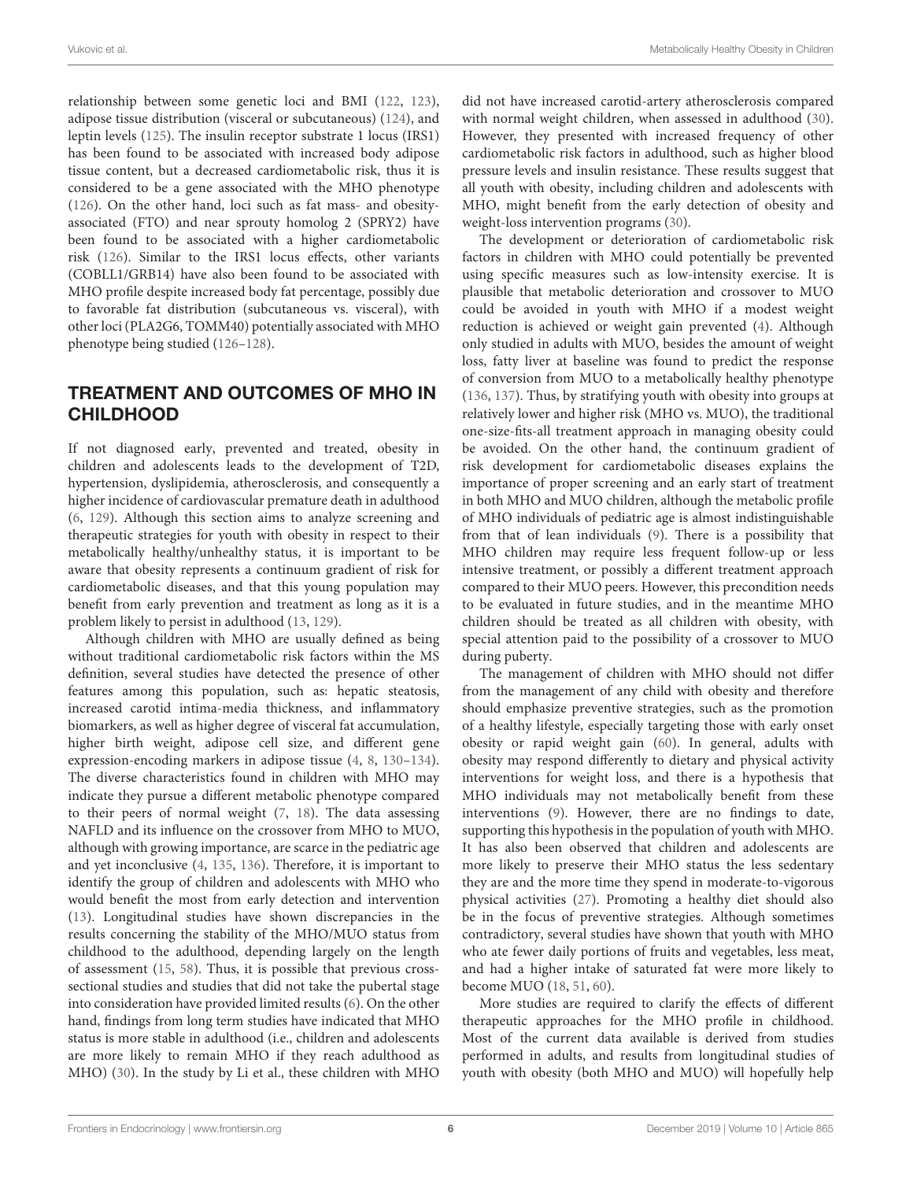relationship between some genetic loci and BMI (122, 123), adipose tissue distribution (visceral or subcutaneous) (124), and leptin levels (125). The insulin receptor substrate 1 locus (IRS1) has been found to be associated with increased body adipose tissue content, but a decreased cardiometabolic risk, thus it is considered to be a gene associated with the MHO phenotype (126). On the other hand, loci such as fat mass- and obesity-associated (FTO) and near sprouty homolog 2 (SPRY2) have been found to be associated with a higher cardiometabolic risk (126). Similar to the IRS1 locus effects, other variants (COBLL1/GRB14) have also been found to be associated with MHO profile despite increased body fat percentage, possibly due to favorable fat distribution (subcutaneous vs. visceral), with other loci (PLA2G6, TOMM40) potentially associated with MHO phenotype being studied (126–128).

## TREATMENT AND OUTCOMES OF MHO IN CHILDHOOD

If not diagnosed early, prevented and treated, obesity in children and adolescents leads to the development of T2D, hypertension, dyslipidemia, atherosclerosis, and consequently a higher incidence of cardiovascular premature death in adulthood (6, 129). Although this section aims to analyze screening and therapeutic strategies for youth with obesity in respect to their metabolically healthy/unhealthy status, it is important to be aware that obesity represents a continuum gradient of risk for cardiometabolic diseases, and that this young population may benefit from early prevention and treatment as long as it is a problem likely to persist in adulthood (13, 129).

Although children with MHO are usually defined as being without traditional cardiometabolic risk factors within the MS definition, several studies have detected the presence of other features among this population, such as: hepatic steatosis, increased carotid intima-media thickness, and inflammatory biomarkers, as well as higher degree of visceral fat accumulation, higher birth weight, adipose cell size, and different gene expression-encoding markers in adipose tissue (4, 8, 130–134). The diverse characteristics found in children with MHO may indicate they pursue a different metabolic phenotype compared to their peers of normal weight (7, 18). The data assessing NAFLD and its influence on the crossover from MHO to MUO, although with growing importance, are scarce in the pediatric age and yet inconclusive (4, 135, 136). Therefore, it is important to identify the group of children and adolescents with MHO who would benefit the most from early detection and intervention (13). Longitudinal studies have shown discrepancies in the results concerning the stability of the MHO/MUO status from childhood to the adulthood, depending largely on the length of assessment (15, 58). Thus, it is possible that previous cross-sectional studies and studies that did not take the pubertal stage into consideration have provided limited results (6). On the other hand, findings from long term studies have indicated that MHO status is more stable in adulthood (i.e., children and adolescents are more likely to remain MHO if they reach adulthood as MHO) (30). In the study by Li et al., these children with MHO did not have increased carotid-artery atherosclerosis compared with normal weight children, when assessed in adulthood (30). However, they presented with increased frequency of other cardiometabolic risk factors in adulthood, such as higher blood pressure levels and insulin resistance. These results suggest that all youth with obesity, including children and adolescents with MHO, might benefit from the early detection of obesity and weight-loss intervention programs (30).

The development or deterioration of cardiometabolic risk factors in children with MHO could potentially be prevented using specific measures such as low-intensity exercise. It is plausible that metabolic deterioration and crossover to MUO could be avoided in youth with MHO if a modest weight reduction is achieved or weight gain prevented (4). Although only studied in adults with MUO, besides the amount of weight loss, fatty liver at baseline was found to predict the response of conversion from MUO to a metabolically healthy phenotype (136, 137). Thus, by stratifying youth with obesity into groups at relatively lower and higher risk (MHO vs. MUO), the traditional one-size-fits-all treatment approach in managing obesity could be avoided. On the other hand, the continuum gradient of risk development for cardiometabolic diseases explains the importance of proper screening and an early start of treatment in both MHO and MUO children, although the metabolic profile of MHO individuals of pediatric age is almost indistinguishable from that of lean individuals (9). There is a possibility that MHO children may require less frequent follow-up or less intensive treatment, or possibly a different treatment approach compared to their MUO peers. However, this precondition needs to be evaluated in future studies, and in the meantime MHO children should be treated as all children with obesity, with special attention paid to the possibility of a crossover to MUO during puberty.

The management of children with MHO should not differ from the management of any child with obesity and therefore should emphasize preventive strategies, such as the promotion of a healthy lifestyle, especially targeting those with early onset obesity or rapid weight gain (60). In general, adults with obesity may respond differently to dietary and physical activity interventions for weight loss, and there is a hypothesis that MHO individuals may not metabolically benefit from these interventions (9). However, there are no findings to date, supporting this hypothesis in the population of youth with MHO. It has also been observed that children and adolescents are more likely to preserve their MHO status the less sedentary they are and the more time they spend in moderate-to-vigorous physical activities (27). Promoting a healthy diet should also be in the focus of preventive strategies. Although sometimes contradictory, several studies have shown that youth with MHO who ate fewer daily portions of fruits and vegetables, less meat, and had a higher intake of saturated fat were more likely to become MUO (18, 51, 60).

More studies are required to clarify the effects of different therapeutic approaches for the MHO profile in childhood. Most of the current data available is derived from studies performed in adults, and results from longitudinal studies of youth with obesity (both MHO and MUO) will hopefully help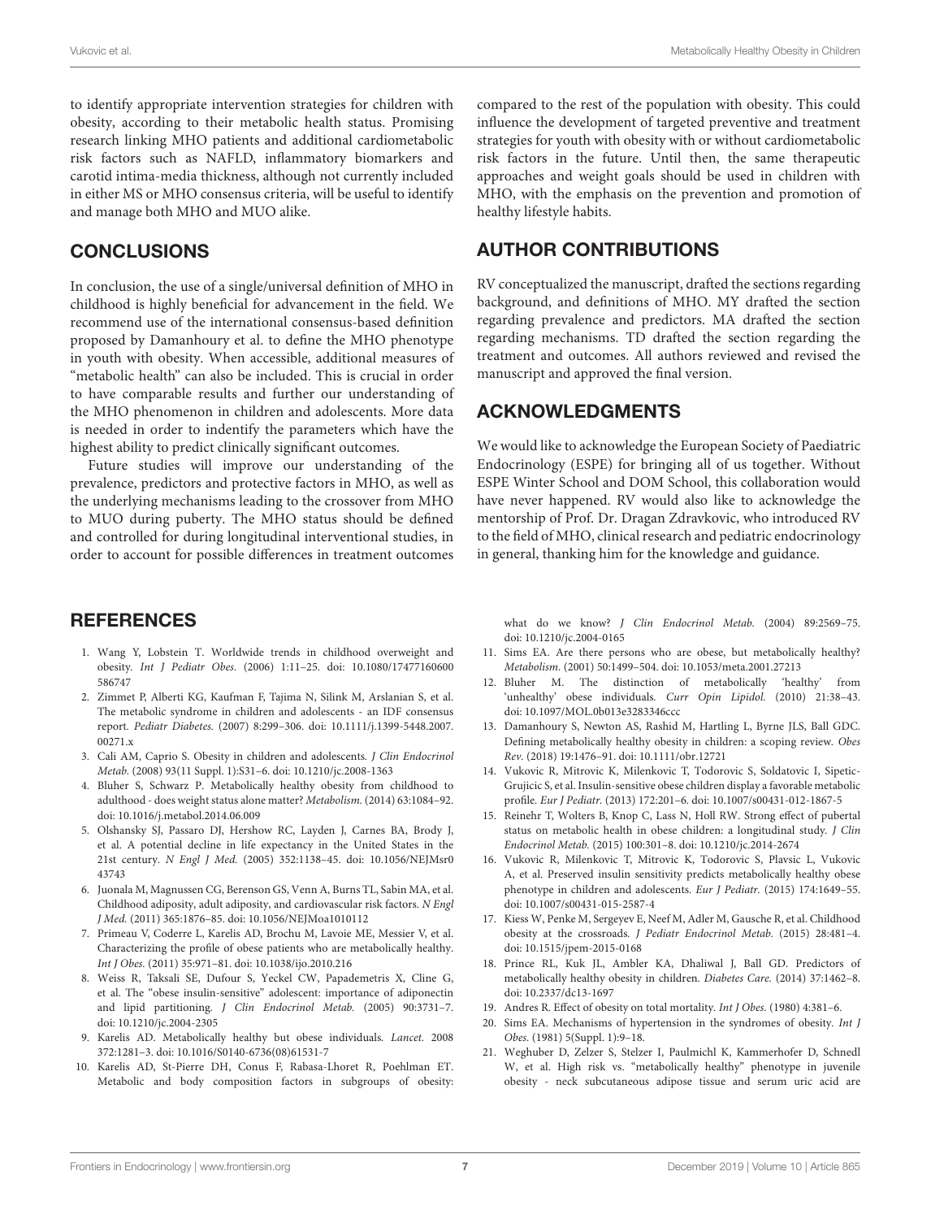to identify appropriate intervention strategies for children with obesity, according to their metabolic health status. Promising research linking MHO patients and additional cardiometabolic risk factors such as NAFLD, inflammatory biomarkers and carotid intima-media thickness, although not currently included in either MS or MHO consensus criteria, will be useful to identify and manage both MHO and MUO alike.

## CONCLUSIONS

In conclusion, the use of a single/universal definition of MHO in childhood is highly beneficial for advancement in the field. We recommend use of the international consensus-based definition proposed by Damanhoury et al. to define the MHO phenotype in youth with obesity. When accessible, additional measures of "metabolic health" can also be included. This is crucial in order to have comparable results and further our understanding of the MHO phenomenon in children and adolescents. More data is needed in order to indentify the parameters which have the highest ability to predict clinically significant outcomes.

Future studies will improve our understanding of the prevalence, predictors and protective factors in MHO, as well as the underlying mechanisms leading to the crossover from MHO to MUO during puberty. The MHO status should be defined and controlled for during longitudinal interventional studies, in order to account for possible differences in treatment outcomes compared to the rest of the population with obesity. This could influence the development of targeted preventive and treatment strategies for youth with obesity with or without cardiometabolic risk factors in the future. Until then, the same therapeutic approaches and weight goals should be used in children with MHO, with the emphasis on the prevention and promotion of healthy lifestyle habits.

## AUTHOR CONTRIBUTIONS

RV conceptualized the manuscript, drafted the sections regarding background, and definitions of MHO. MY drafted the section regarding prevalence and predictors. MA drafted the section regarding mechanisms. TD drafted the section regarding the treatment and outcomes. All authors reviewed and revised the manuscript and approved the final version.

## ACKNOWLEDGMENTS

We would like to acknowledge the European Society of Paediatric Endocrinology (ESPE) for bringing all of us together. Without ESPE Winter School and DOM School, this collaboration would have never happened. RV would also like to acknowledge the mentorship of Prof. Dr. Dragan Zdravkovic, who introduced RV to the field of MHO, clinical research and pediatric endocrinology in general, thanking him for the knowledge and guidance.

## REFERENCES

1. Wang Y, Lobstein T. Worldwide trends in childhood overweight and obesity. *Int J Pediatr Obes.* (2006) 1:11–25. doi: 10.1080/17477160600586747
2. Zimmet P, Alberti KG, Kaufman F, Tajima N, Silink M, Arslanian S, et al. The metabolic syndrome in children and adolescents - an IDF consensus report. *Pediatr Diabetes.* (2007) 8:299–306. doi: 10.1111/j.1399-5448.2007.00271.x
3. Cali AM, Caprio S. Obesity in children and adolescents. *J Clin Endocrinol Metab.* (2008) 93(11 Suppl. 1):S31–6. doi: 10.1210/jc.2008-1363
4. Bluher S, Schwarz P. Metabolically healthy obesity from childhood to adulthood - does weight status alone matter? *Metabolism.* (2014) 63:1084–92. doi: 10.1016/j.metabol.2014.06.009
5. Olshansky SJ, Passaro DJ, Hershow RC, Layden J, Carnes BA, Brody J, et al. A potential decline in life expectancy in the United States in the 21st century. *N Engl J Med.* (2005) 352:1138–45. doi: 10.1056/NEJMsr043743
6. Juonala M, Magnussen CG, Berenson GS, Venn A, Burns TL, Sabin MA, et al. Childhood adiposity, adult adiposity, and cardiovascular risk factors. *N Engl J Med.* (2011) 365:1876–85. doi: 10.1056/NEJMoa1010112
7. Primeau V, Coderre L, Karelis AD, Brochu M, Lavoie ME, Messier V, et al. Characterizing the profile of obese patients who are metabolically healthy. *Int J Obes.* (2011) 35:971–81. doi: 10.1038/ijo.2010.216
8. Weiss R, Taksali SE, Dufour S, Yeckel CW, Papademetris X, Cline G, et al. The "obese insulin-sensitive" adolescent: importance of adiponectin and lipid partitioning. *J Clin Endocrinol Metab.* (2005) 90:3731–7. doi: 10.1210/jc.2004-2305
9. Karelis AD. Metabolically healthy but obese individuals. *Lancet.* 2008 372:1281–3. doi: 10.1016/S0140-6736(08)61531-7
10. Karelis AD, St-Pierre DH, Conus F, Rabasa-Lhoret R, Poehlman ET. Metabolic and body composition factors in subgroups of obesity: what do we know? *J Clin Endocrinol Metab.* (2004) 89:2569–75. doi: 10.1210/jc.2004-0165
11. Sims EA. Are there persons who are obese, but metabolically healthy? *Metabolism.* (2001) 50:1499–504. doi: 10.1053/meta.2001.27213
12. Bluher M. The distinction of metabolically 'healthy' from 'unhealthy' obese individuals. *Curr Opin Lipidol.* (2010) 21:38–43. doi: 10.1097/MOL.0b013e3283346ccc
13. Damanhoury S, Newton AS, Rashid M, Hartling L, Byrne JLS, Ball GDC. Defining metabolically healthy obesity in children: a scoping review. *Obes Rev.* (2018) 19:1476–91. doi: 10.1111/obr.12721
14. Vukovic R, Mitrovic K, Milenkovic T, Todorovic S, Soldatovic I, Sipetic-Grujicic S, et al. Insulin-sensitive obese children display a favorable metabolic profile. *Eur J Pediatr.* (2013) 172:201–6. doi: 10.1007/s00431-012-1867-5
15. Reinehr T, Wolters B, Knop C, Lass N, Holl RW. Strong effect of pubertal status on metabolic health in obese children: a longitudinal study. *J Clin Endocrinol Metab.* (2015) 100:301–8. doi: 10.1210/jc.2014-2674
16. Vukovic R, Milenkovic T, Mitrovic K, Todorovic S, Plavsic L, Vukovic A, et al. Preserved insulin sensitivity predicts metabolically healthy obese phenotype in children and adolescents. *Eur J Pediatr.* (2015) 174:1649–55. doi: 10.1007/s00431-015-2587-4
17. Kiess W, Penke M, Sergeyev E, Neef M, Adler M, Gausche R, et al. Childhood obesity at the crossroads. *J Pediatr Endocrinol Metab.* (2015) 28:481–4. doi: 10.1515/jpem-2015-0168
18. Prince RL, Kuk JL, Ambler KA, Dhaliwal J, Ball GD. Predictors of metabolically healthy obesity in children. *Diabetes Care.* (2014) 37:1462–8. doi: 10.2337/dc13-1697
19. Andres R. Effect of obesity on total mortality. *Int J Obes.* (1980) 4:381–6.
20. Sims EA. Mechanisms of hypertension in the syndromes of obesity. *Int J Obes.* (1981) 5(Suppl. 1):9–18.
21. Weghuber D, Zelzer S, Stelzer I, Paulmichl K, Kammerhofer D, Schnedl W, et al. High risk vs. "metabolically healthy" phenotype in juvenile obesity - neck subcutaneous adipose tissue and serum uric acid are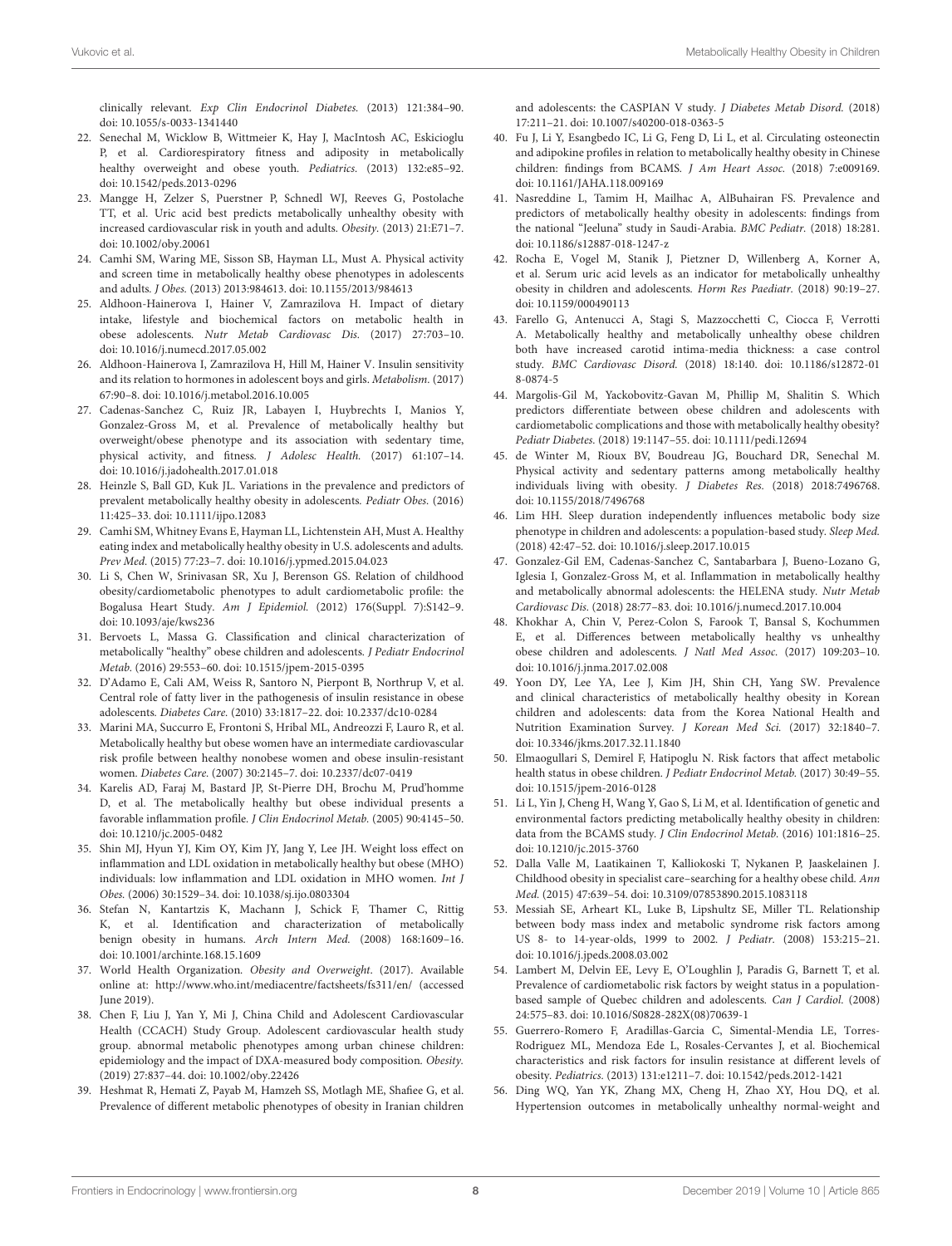clinically relevant. *Exp Clin Endocrinol Diabetes.* (2013) 121:384–90. doi: 10.1055/s-0033-1341440

22. Senechal M, Wicklow B, Wittmeier K, Hay J, MacIntosh AC, Eskicioglu P, et al. Cardiorespiratory fitness and adiposity in metabolically healthy overweight and obese youth. *Pediatrics.* (2013) 132:e85–92. doi: 10.1542/peds.2013-0296
23. Mangge H, Zelzer S, Puerstner P, Schnedl WJ, Reeves G, Postolache TT, et al. Uric acid best predicts metabolically unhealthy obesity with increased cardiovascular risk in youth and adults. *Obesity.* (2013) 21:E71–7. doi: 10.1002/oby.20061
24. Camhi SM, Waring ME, Sisson SB, Hayman LL, Must A. Physical activity and screen time in metabolically healthy obese phenotypes in adolescents and adults. *J Obes.* (2013) 2013:984613. doi: 10.1155/2013/984613
25. Aldhoon-Hainerova I, Hainer V, Zamrazilova H. Impact of dietary intake, lifestyle and biochemical factors on metabolic health in obese adolescents. *Nutr Metab Cardiovasc Dis.* (2017) 27:703–10. doi: 10.1016/j.numecd.2017.05.002
26. Aldhoon-Hainerova I, Zamrazilova H, Hill M, Hainer V. Insulin sensitivity and its relation to hormones in adolescent boys and girls. *Metabolism.* (2017) 67:90–8. doi: 10.1016/j.metabol.2016.10.005
27. Cadenas-Sanchez C, Ruiz JR, Labayen I, Huybrechts I, Manios Y, Gonzalez-Gross M, et al. Prevalence of metabolically healthy but overweight/obese phenotype and its association with sedentary time, physical activity, and fitness. *J Adolesc Health.* (2017) 61:107–14. doi: 10.1016/j.jadohealth.2017.01.018
28. Heinzle S, Ball GD, Kuk JL. Variations in the prevalence and predictors of prevalent metabolically healthy obesity in adolescents. *Pediatr Obes.* (2016) 11:425–33. doi: 10.1111/ijpo.12083
29. Camhi SM, Whitney Evans E, Hayman LL, Lichtenstein AH, Must A. Healthy eating index and metabolically healthy obesity in U.S. adolescents and adults. *Prev Med.* (2015) 77:23–7. doi: 10.1016/j.ypmed.2015.04.023
30. Li S, Chen W, Srinivasan SR, Xu J, Berenson GS. Relation of childhood obesity/cardiometabolic phenotypes to adult cardiometabolic profile: the Bogalusa Heart Study. *Am J Epidemiol.* (2012) 176(Suppl. 7):S142–9. doi: 10.1093/aje/kws236
31. Bervoets L, Massa G. Classification and clinical characterization of metabolically "healthy" obese children and adolescents. *J Pediatr Endocrinol Metab.* (2016) 29:553–60. doi: 10.1515/jpem-2015-0395
32. D'Adamo E, Cali AM, Weiss R, Santoro N, Pierpont B, Northrup V, et al. Central role of fatty liver in the pathogenesis of insulin resistance in obese adolescents. *Diabetes Care.* (2010) 33:1817–22. doi: 10.2337/dc10-0284
33. Marini MA, Succurro E, Frontoni S, Hribal ML, Andreozzi F, Lauro R, et al. Metabolically healthy but obese women have an intermediate cardiovascular risk profile between healthy nonobese women and obese insulin-resistant women. *Diabetes Care.* (2007) 30:2145–7. doi: 10.2337/dc07-0419
34. Karelis AD, Faraj M, Bastard JP, St-Pierre DH, Brochu M, Prud'homme D, et al. The metabolically healthy but obese individual presents a favorable inflammation profile. *J Clin Endocrinol Metab.* (2005) 90:4145–50. doi: 10.1210/jc.2005-0482
35. Shin MJ, Hyun YJ, Kim OY, Kim JY, Jang Y, Lee JH. Weight loss effect on inflammation and LDL oxidation in metabolically healthy but obese (MHO) individuals: low inflammation and LDL oxidation in MHO women. *Int J Obes.* (2006) 30:1529–34. doi: 10.1038/sj.ijo.0803304
36. Stefan N, Kantartzis K, Machann J, Schick F, Thamer C, Rittig K, et al. Identification and characterization of metabolically benign obesity in humans. *Arch Intern Med.* (2008) 168:1609–16. doi: 10.1001/archinte.168.15.1609
37. World Health Organization. *Obesity and Overweight*. (2017). Available online at: http://www.who.int/mediacentre/factsheets/fs311/en/ (accessed June 2019).
38. Chen F, Liu J, Yan Y, Mi J, China Child and Adolescent Cardiovascular Health (CCACH) Study Group. Adolescent cardiovascular health study group. abnormal metabolic phenotypes among urban chinese children: epidemiology and the impact of DXA-measured body composition. *Obesity.* (2019) 27:837–44. doi: 10.1002/oby.22426
39. Heshmat R, Hemati Z, Payab M, Hamzeh SS, Motlagh ME, Shafiee G, et al. Prevalence of different metabolic phenotypes of obesity in Iranian children and adolescents: the CASPIAN V study. *J Diabetes Metab Disord.* (2018) 17:211–21. doi: 10.1007/s40200-018-0363-5
40. Fu J, Li Y, Esangbedo IC, Li G, Feng D, Li L, et al. Circulating osteonectin and adipokine profiles in relation to metabolically healthy obesity in Chinese children: findings from BCAMS. *J Am Heart Assoc.* (2018) 7:e009169. doi: 10.1161/JAHA.118.009169
41. Nasreddine L, Tamim H, Mailhac A, AlBuhairan FS. Prevalence and predictors of metabolically healthy obesity in adolescents: findings from the national "Jeeluna" study in Saudi-Arabia. *BMC Pediatr.* (2018) 18:281. doi: 10.1186/s12887-018-1247-z
42. Rocha E, Vogel M, Stanik J, Pietzner D, Willenberg A, Korner A, et al. Serum uric acid levels as an indicator for metabolically unhealthy obesity in children and adolescents. *Horm Res Paediatr.* (2018) 90:19–27. doi: 10.1159/000490113
43. Farello G, Antenucci A, Stagi S, Mazzocchetti C, Ciocca F, Verrotti A. Metabolically healthy and metabolically unhealthy obese children both have increased carotid intima-media thickness: a case control study. *BMC Cardiovasc Disord.* (2018) 18:140. doi: 10.1186/s12872-018-0874-5
44. Margolis-Gil M, Yackobovitz-Gavan M, Phillip M, Shalitin S. Which predictors differentiate between obese children and adolescents with cardiometabolic complications and those with metabolically healthy obesity? *Pediatr Diabetes.* (2018) 19:1147–55. doi: 10.1111/pedi.12694
45. de Winter M, Rioux BV, Boudreau JG, Bouchard DR, Senechal M. Physical activity and sedentary patterns among metabolically healthy individuals living with obesity. *J Diabetes Res.* (2018) 2018:7496768. doi: 10.1155/2018/7496768
46. Lim HH. Sleep duration independently influences metabolic body size phenotype in children and adolescents: a population-based study. *Sleep Med.* (2018) 42:47–52. doi: 10.1016/j.sleep.2017.10.015
47. Gonzalez-Gil EM, Cadenas-Sanchez C, Santabarbara J, Bueno-Lozano G, Iglesia I, Gonzalez-Gross M, et al. Inflammation in metabolically healthy and metabolically abnormal adolescents: the HELENA study. *Nutr Metab Cardiovasc Dis.* (2018) 28:77–83. doi: 10.1016/j.numecd.2017.10.004
48. Khokhar A, Chin V, Perez-Colon S, Farook T, Bansal S, Kochummen E, et al. Differences between metabolically healthy vs unhealthy obese children and adolescents. *J Natl Med Assoc.* (2017) 109:203–10. doi: 10.1016/j.jnma.2017.02.008
49. Yoon DY, Lee YA, Lee J, Kim JH, Shin CH, Yang SW. Prevalence and clinical characteristics of metabolically healthy obesity in Korean children and adolescents: data from the Korea National Health and Nutrition Examination Survey. *J Korean Med Sci.* (2017) 32:1840–7. doi: 10.3346/jkms.2017.32.11.1840
50. Elmaogullari S, Demirel F, Hatipoglu N. Risk factors that affect metabolic health status in obese children. *J Pediatr Endocrinol Metab.* (2017) 30:49–55. doi: 10.1515/jpem-2016-0128
51. Li L, Yin J, Cheng H, Wang Y, Gao S, Li M, et al. Identification of genetic and environmental factors predicting metabolically healthy obesity in children: data from the BCAMS study. *J Clin Endocrinol Metab.* (2016) 101:1816–25. doi: 10.1210/jc.2015-3760
52. Dalla Valle M, Laatikainen T, Kalliokoski T, Nykanen P, Jaaskelainen J. Childhood obesity in specialist care–searching for a healthy obese child. *Ann Med.* (2015) 47:639–54. doi: 10.3109/07853890.2015.1083118
53. Messiah SE, Arheart KL, Luke B, Lipshultz SE, Miller TL. Relationship between body mass index and metabolic syndrome risk factors among US 8- to 14-year-olds, 1999 to 2002. *J Pediatr.* (2008) 153:215–21. doi: 10.1016/j.jpeds.2008.03.002
54. Lambert M, Delvin EE, Levy E, O'Loughlin J, Paradis G, Barnett T, et al. Prevalence of cardiometabolic risk factors by weight status in a population-based sample of Quebec children and adolescents. *Can J Cardiol.* (2008) 24:575–83. doi: 10.1016/S0828-282X(08)70639-1
55. Guerrero-Romero F, Aradillas-Garcia C, Simental-Mendia LE, Torres-Rodriguez ML, Mendoza Ede L, Rosales-Cervantes J, et al. Biochemical characteristics and risk factors for insulin resistance at different levels of obesity. *Pediatrics.* (2013) 131:e1211–7. doi: 10.1542/peds.2012-1421
56. Ding WQ, Yan YK, Zhang MX, Cheng H, Zhao XY, Hou DQ, et al. Hypertension outcomes in metabolically unhealthy normal-weight and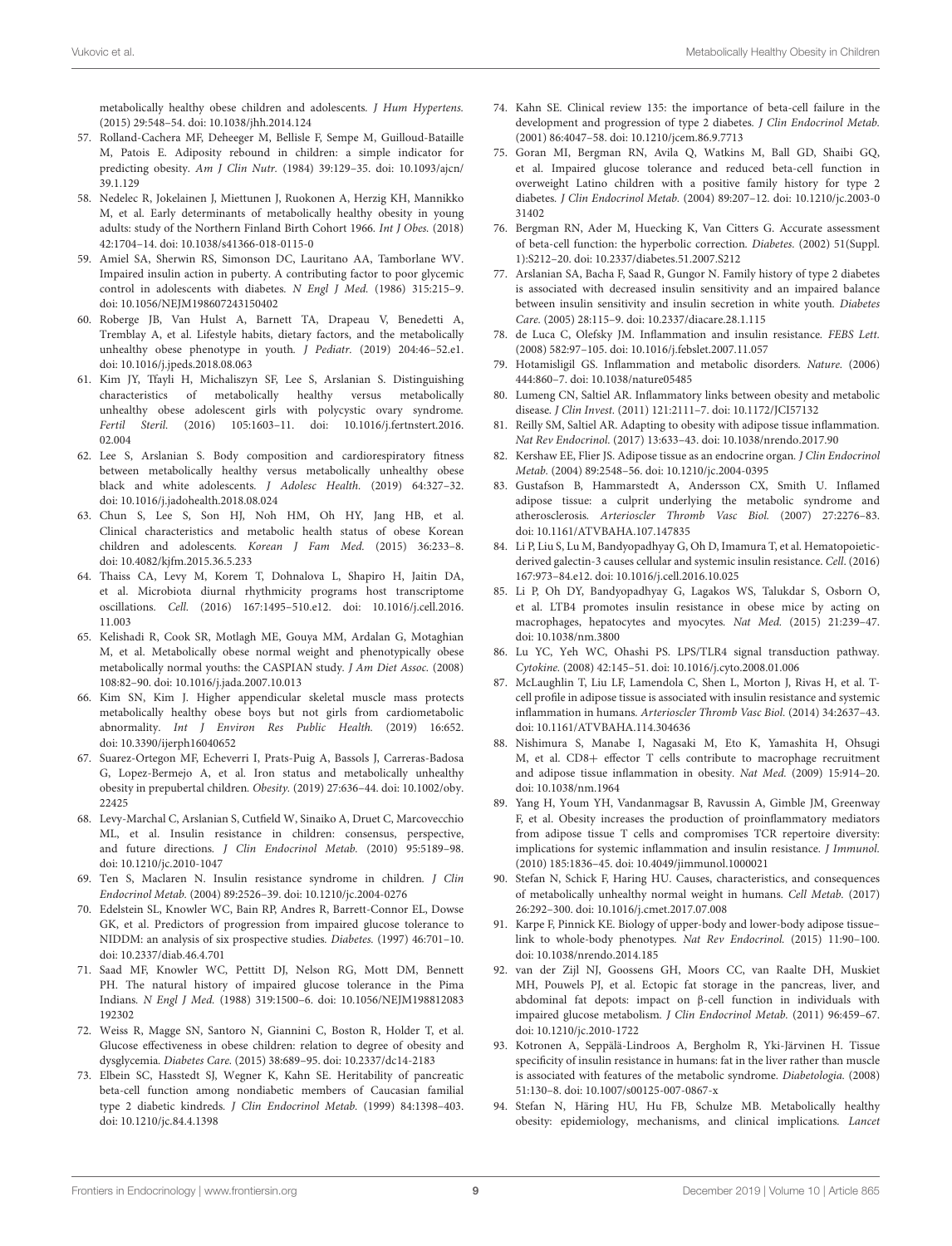metabolically healthy obese children and adolescents. *J Hum Hypertens.* (2015) 29:548–54. doi: 10.1038/jhh.2014.124

57. Rolland-Cachera MF, Deheeger M, Bellisle F, Sempe M, Guilloud-Bataille M, Patois E. Adiposity rebound in children: a simple indicator for predicting obesity. *Am J Clin Nutr.* (1984) 39:129–35. doi: 10.1093/ajcn/39.1.129
58. Nedelec R, Jokelainen J, Miettunen J, Ruokonen A, Herzig KH, Mannikko M, et al. Early determinants of metabolically healthy obesity in young adults: study of the Northern Finland Birth Cohort 1966. *Int J Obes.* (2018) 42:1704–14. doi: 10.1038/s41366-018-0115-0
59. Amiel SA, Sherwin RS, Simonson DC, Lauritano AA, Tamborlane WV. Impaired insulin action in puberty. A contributing factor to poor glycemic control in adolescents with diabetes. *N Engl J Med.* (1986) 315:215–9. doi: 10.1056/NEJM198607243150402
60. Roberge JB, Van Hulst A, Barnett TA, Drapeau V, Benedetti A, Tremblay A, et al. Lifestyle habits, dietary factors, and the metabolically unhealthy obese phenotype in youth. *J Pediatr.* (2019) 204:46–52.e1. doi: 10.1016/j.jpeds.2018.08.063
61. Kim JY, Tfayli H, Michaliszyn SF, Lee S, Arslanian S. Distinguishing characteristics of metabolically healthy versus metabolically unhealthy obese adolescent girls with polycystic ovary syndrome. *Fertil Steril.* (2016) 105:1603–11. doi: 10.1016/j.fertnstert.2016.02.004
62. Lee S, Arslanian S. Body composition and cardiorespiratory fitness between metabolically healthy versus metabolically unhealthy obese black and white adolescents. *J Adolesc Health.* (2019) 64:327–32. doi: 10.1016/j.jadohealth.2018.08.024
63. Chun S, Lee S, Son HJ, Noh HM, Oh HY, Jang HB, et al. Clinical characteristics and metabolic health status of obese Korean children and adolescents. *Korean J Fam Med.* (2015) 36:233–8. doi: 10.4082/kjfm.2015.36.5.233
64. Thaiss CA, Levy M, Korem T, Dohnalova L, Shapiro H, Jaitin DA, et al. Microbiota diurnal rhythmicity programs host transcriptome oscillations. *Cell.* (2016) 167:1495–510.e12. doi: 10.1016/j.cell.2016.11.003
65. Kelishadi R, Cook SR, Motlagh ME, Gouya MM, Ardalan G, Motaghian M, et al. Metabolically obese normal weight and phenotypically obese metabolically normal youths: the CASPIAN study. *J Am Diet Assoc.* (2008) 108:82–90. doi: 10.1016/j.jada.2007.10.013
66. Kim SN, Kim J. Higher appendicular skeletal muscle mass protects metabolically healthy obese boys but not girls from cardiometabolic abnormality. *Int J Environ Res Public Health.* (2019) 16:652. doi: 10.3390/ijerph16040652
67. Suarez-Ortegon MF, Echeverri I, Prats-Puig A, Bassols J, Carreras-Badosa G, Lopez-Bermejo A, et al. Iron status and metabolically unhealthy obesity in prepubertal children. *Obesity.* (2019) 27:636–44. doi: 10.1002/oby.22425
68. Levy-Marchal C, Arslanian S, Cutfield W, Sinaiko A, Druet C, Marcovecchio ML, et al. Insulin resistance in children: consensus, perspective, and future directions. *J Clin Endocrinol Metab.* (2010) 95:5189–98. doi: 10.1210/jc.2010-1047
69. Ten S, Maclaren N. Insulin resistance syndrome in children. *J Clin Endocrinol Metab.* (2004) 89:2526–39. doi: 10.1210/jc.2004-0276
70. Edelstein SL, Knowler WC, Bain RP, Andres R, Barrett-Connor EL, Dowse GK, et al. Predictors of progression from impaired glucose tolerance to NIDDM: an analysis of six prospective studies. *Diabetes.* (1997) 46:701–10. doi: 10.2337/diab.46.4.701
71. Saad MF, Knowler WC, Pettitt DJ, Nelson RG, Mott DM, Bennett PH. The natural history of impaired glucose tolerance in the Pima Indians. *N Engl J Med.* (1988) 319:1500–6. doi: 10.1056/NEJM198812083192302
72. Weiss R, Magge SN, Santoro N, Giannini C, Boston R, Holder T, et al. Glucose effectiveness in obese children: relation to degree of obesity and dysglycemia. *Diabetes Care.* (2015) 38:689–95. doi: 10.2337/dc14-2183
73. Elbein SC, Hasstedt SJ, Wegner K, Kahn SE. Heritability of pancreatic beta-cell function among nondiabetic members of Caucasian familial type 2 diabetic kindreds. *J Clin Endocrinol Metab.* (1999) 84:1398–403. doi: 10.1210/jc.84.4.1398
74. Kahn SE. Clinical review 135: the importance of beta-cell failure in the development and progression of type 2 diabetes. *J Clin Endocrinol Metab.* (2001) 86:4047–58. doi: 10.1210/jcem.86.9.7713
75. Goran MI, Bergman RN, Avila Q, Watkins M, Ball GD, Shaibi GQ, et al. Impaired glucose tolerance and reduced beta-cell function in overweight Latino children with a positive family history for type 2 diabetes. *J Clin Endocrinol Metab.* (2004) 89:207–12. doi: 10.1210/jc.2003-031402
76. Bergman RN, Ader M, Huecking K, Van Citters G. Accurate assessment of beta-cell function: the hyperbolic correction. *Diabetes.* (2002) 51(Suppl. 1):S212–20. doi: 10.2337/diabetes.51.2007.S212
77. Arslanian SA, Bacha F, Saad R, Gungor N. Family history of type 2 diabetes is associated with decreased insulin sensitivity and an impaired balance between insulin sensitivity and insulin secretion in white youth. *Diabetes Care.* (2005) 28:115–9. doi: 10.2337/diacare.28.1.115
78. de Luca C, Olefsky JM. Inflammation and insulin resistance. *FEBS Lett.* (2008) 582:97–105. doi: 10.1016/j.febslet.2007.11.057
79. Hotamisligil GS. Inflammation and metabolic disorders. *Nature.* (2006) 444:860–7. doi: 10.1038/nature05485
80. Lumeng CN, Saltiel AR. Inflammatory links between obesity and metabolic disease. *J Clin Invest.* (2011) 121:2111–7. doi: 10.1172/JCI57132
81. Reilly SM, Saltiel AR. Adapting to obesity with adipose tissue inflammation. *Nat Rev Endocrinol.* (2017) 13:633–43. doi: 10.1038/nrendo.2017.90
82. Kershaw EE, Flier JS. Adipose tissue as an endocrine organ. *J Clin Endocrinol Metab.* (2004) 89:2548–56. doi: 10.1210/jc.2004-0395
83. Gustafson B, Hammarstedt A, Andersson CX, Smith U. Inflamed adipose tissue: a culprit underlying the metabolic syndrome and atherosclerosis. *Arterioscler Thromb Vasc Biol.* (2007) 27:2276–83. doi: 10.1161/ATVBAHA.107.147835
84. Li P, Liu S, Lu M, Bandyopadhyay G, Oh D, Imamura T, et al. Hematopoietic-derived galectin-3 causes cellular and systemic insulin resistance. *Cell.* (2016) 167:973–84.e12. doi: 10.1016/j.cell.2016.10.025
85. Li P, Oh DY, Bandyopadhyay G, Lagakos WS, Talukdar S, Osborn O, et al. LTB4 promotes insulin resistance in obese mice by acting on macrophages, hepatocytes and myocytes. *Nat Med.* (2015) 21:239–47. doi: 10.1038/nm.3800
86. Lu YC, Yeh WC, Ohashi PS. LPS/TLR4 signal transduction pathway. *Cytokine.* (2008) 42:145–51. doi: 10.1016/j.cyto.2008.01.006
87. McLaughlin T, Liu LF, Lamendola C, Shen L, Morton J, Rivas H, et al. T-cell profile in adipose tissue is associated with insulin resistance and systemic inflammation in humans. *Arterioscler Thromb Vasc Biol.* (2014) 34:2637–43. doi: 10.1161/ATVBAHA.114.304636
88. Nishimura S, Manabe I, Nagasaki M, Eto K, Yamashita H, Ohsugi M, et al. CD8+ effector T cells contribute to macrophage recruitment and adipose tissue inflammation in obesity. *Nat Med.* (2009) 15:914–20. doi: 10.1038/nm.1964
89. Yang H, Youm YH, Vandanmagsar B, Ravussin A, Gimble JM, Greenway F, et al. Obesity increases the production of proinflammatory mediators from adipose tissue T cells and compromises TCR repertoire diversity: implications for systemic inflammation and insulin resistance. *J Immunol.* (2010) 185:1836–45. doi: 10.4049/jimmunol.1000021
90. Stefan N, Schick F, Haring HU. Causes, characteristics, and consequences of metabolically unhealthy normal weight in humans. *Cell Metab.* (2017) 26:292–300. doi: 10.1016/j.cmet.2017.07.008
91. Karpe F, Pinnick KE. Biology of upper-body and lower-body adipose tissue–link to whole-body phenotypes. *Nat Rev Endocrinol.* (2015) 11:90–100. doi: 10.1038/nrendo.2014.185
92. van der Zijl NJ, Goossens GH, Moors CC, van Raalte DH, Muskiet MH, Pouwels PJ, et al. Ectopic fat storage in the pancreas, liver, and abdominal fat depots: impact on β-cell function in individuals with impaired glucose metabolism. *J Clin Endocrinol Metab.* (2011) 96:459–67. doi: 10.1210/jc.2010-1722
93. Kotronen A, Seppälä-Lindroos A, Bergholm R, Yki-Järvinen H. Tissue specificity of insulin resistance in humans: fat in the liver rather than muscle is associated with features of the metabolic syndrome. *Diabetologia.* (2008) 51:130–8. doi: 10.1007/s00125-007-0867-x
94. Stefan N, Häring HU, Hu FB, Schulze MB. Metabolically healthy obesity: epidemiology, mechanisms, and clinical implications. *Lancet*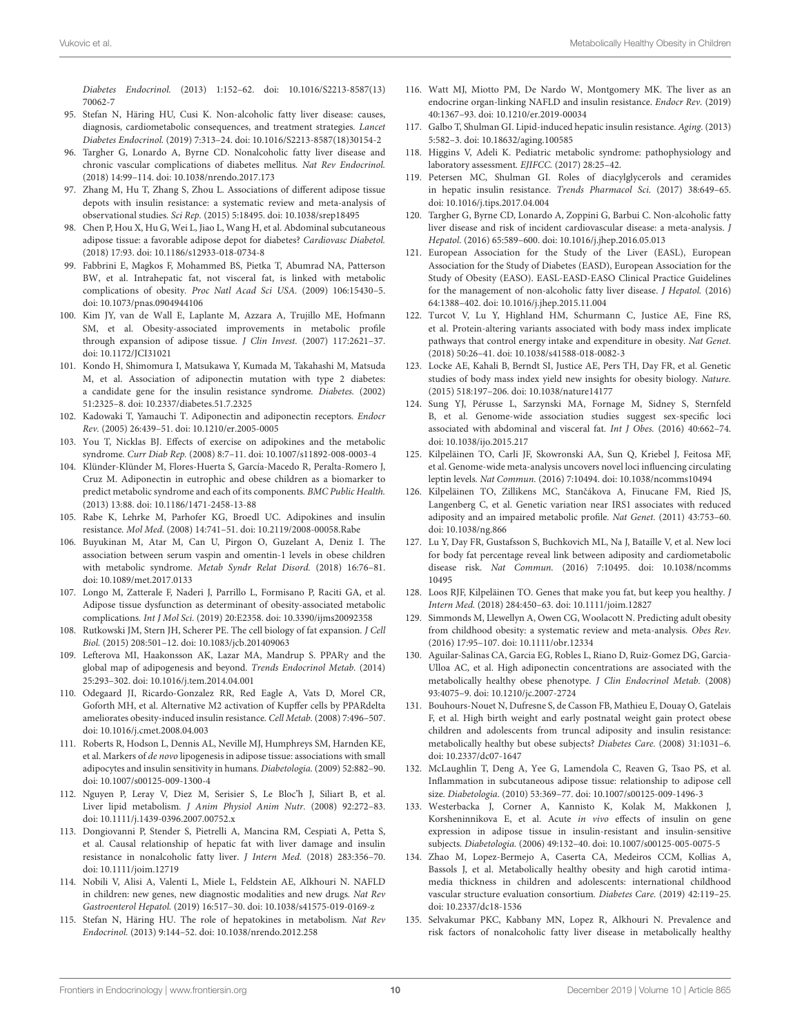Diabetes Endocrinol. (2013) 1:152–62. doi: 10.1016/S2213-8587(13)70062-7

95. Stefan N, Häring HU, Cusi K. Non-alcoholic fatty liver disease: causes, diagnosis, cardiometabolic consequences, and treatment strategies. *Lancet Diabetes Endocrinol.* (2019) 7:313–24. doi: 10.1016/S2213-8587(18)30154-2
96. Targher G, Lonardo A, Byrne CD. Nonalcoholic fatty liver disease and chronic vascular complications of diabetes mellitus. *Nat Rev Endocrinol.* (2018) 14:99–114. doi: 10.1038/nrendo.2017.173
97. Zhang M, Hu T, Zhang S, Zhou L. Associations of different adipose tissue depots with insulin resistance: a systematic review and meta-analysis of observational studies. *Sci Rep.* (2015) 5:18495. doi: 10.1038/srep18495
98. Chen P, Hou X, Hu G, Wei L, Jiao L, Wang H, et al. Abdominal subcutaneous adipose tissue: a favorable adipose depot for diabetes? *Cardiovasc Diabetol.* (2018) 17:93. doi: 10.1186/s12933-018-0734-8
99. Fabbrini E, Magkos F, Mohammed BS, Pietka T, Abumrad NA, Patterson BW, et al. Intrahepatic fat, not visceral fat, is linked with metabolic complications of obesity. *Proc Natl Acad Sci USA.* (2009) 106:15430–5. doi: 10.1073/pnas.0904944106
100. Kim JY, van de Wall E, Laplante M, Azzara A, Trujillo ME, Hofmann SM, et al. Obesity-associated improvements in metabolic profile through expansion of adipose tissue. *J Clin Invest.* (2007) 117:2621–37. doi: 10.1172/JCI31021
101. Kondo H, Shimomura I, Matsukawa Y, Kumada M, Takahashi M, Matsuda M, et al. Association of adiponectin mutation with type 2 diabetes: a candidate gene for the insulin resistance syndrome. *Diabetes.* (2002) 51:2325–8. doi: 10.2337/diabetes.51.7.2325
102. Kadowaki T, Yamauchi T. Adiponectin and adiponectin receptors. *Endocr Rev.* (2005) 26:439–51. doi: 10.1210/er.2005-0005
103. You T, Nicklas BJ. Effects of exercise on adipokines and the metabolic syndrome. *Curr Diab Rep.* (2008) 8:7–11. doi: 10.1007/s11892-008-0003-4
104. Klünder-Klünder M, Flores-Huerta S, García-Macedo R, Peralta-Romero J, Cruz M. Adiponectin in eutrophic and obese children as a biomarker to predict metabolic syndrome and each of its components. *BMC Public Health.* (2013) 13:88. doi: 10.1186/1471-2458-13-88
105. Rabe K, Lehrke M, Parhofer KG, Broedl UC. Adipokines and insulin resistance. *Mol Med.* (2008) 14:741–51. doi: 10.2119/2008-00058.Rabe
106. Buyukinan M, Atar M, Can U, Pirgon O, Guzelant A, Deniz I. The association between serum vaspin and omentin-1 levels in obese children with metabolic syndrome. *Metab Syndr Relat Disord.* (2018) 16:76–81. doi: 10.1089/met.2017.0133
107. Longo M, Zatterale F, Naderi J, Parrillo L, Formisano P, Raciti GA, et al. Adipose tissue dysfunction as determinant of obesity-associated metabolic complications. *Int J Mol Sci.* (2019) 20:E2358. doi: 10.3390/ijms20092358
108. Rutkowski JM, Stern JH, Scherer PE. The cell biology of fat expansion. *J Cell Biol.* (2015) 208:501–12. doi: 10.1083/jcb.201409063
109. Lefterova MI, Haakonsson AK, Lazar MA, Mandrup S. PPARγ and the global map of adipogenesis and beyond. *Trends Endocrinol Metab.* (2014) 25:293–302. doi: 10.1016/j.tem.2014.04.001
110. Odegaard JI, Ricardo-Gonzalez RR, Red Eagle A, Vats D, Morel CR, Goforth MH, et al. Alternative M2 activation of Kupffer cells by PPARdelta ameliorates obesity-induced insulin resistance. *Cell Metab.* (2008) 7:496–507. doi: 10.1016/j.cmet.2008.04.003
111. Roberts R, Hodson L, Dennis AL, Neville MJ, Humphreys SM, Harnden KE, et al. Markers of *de novo* lipogenesis in adipose tissue: associations with small adipocytes and insulin sensitivity in humans. *Diabetologia.* (2009) 52:882–90. doi: 10.1007/s00125-009-1300-4
112. Nguyen P, Leray V, Diez M, Serisier S, Le Bloc'h J, Siliart B, et al. Liver lipid metabolism. *J Anim Physiol Anim Nutr.* (2008) 92:272–83. doi: 10.1111/j.1439-0396.2007.00752.x
113. Dongiovanni P, Stender S, Pietrelli A, Mancina RM, Cespiati A, Petta S, et al. Causal relationship of hepatic fat with liver damage and insulin resistance in nonalcoholic fatty liver. *J Intern Med.* (2018) 283:356–70. doi: 10.1111/joim.12719
114. Nobili V, Alisi A, Valenti L, Miele L, Feldstein AE, Alkhouri N. NAFLD in children: new genes, new diagnostic modalities and new drugs. *Nat Rev Gastroenterol Hepatol.* (2019) 16:517–30. doi: 10.1038/s41575-019-0169-z
115. Stefan N, Häring HU. The role of hepatokines in metabolism. *Nat Rev Endocrinol.* (2013) 9:144–52. doi: 10.1038/nrendo.2012.258
116. Watt MJ, Miotto PM, De Nardo W, Montgomery MK. The liver as an endocrine organ-linking NAFLD and insulin resistance. *Endocr Rev.* (2019) 40:1367–93. doi: 10.1210/er.2019-00034
117. Galbo T, Shulman GI. Lipid-induced hepatic insulin resistance. *Aging.* (2013) 5:582–3. doi: 10.18632/aging.100585
118. Higgins V, Adeli K. Pediatric metabolic syndrome: pathophysiology and laboratory assessment. *EJIFCC.* (2017) 28:25–42.
119. Petersen MC, Shulman GI. Roles of diacylglycerols and ceramides in hepatic insulin resistance. *Trends Pharmacol Sci.* (2017) 38:649–65. doi: 10.1016/j.tips.2017.04.004
120. Targher G, Byrne CD, Lonardo A, Zoppini G, Barbui C. Non-alcoholic fatty liver disease and risk of incident cardiovascular disease: a meta-analysis. *J Hepatol.* (2016) 65:589–600. doi: 10.1016/j.jhep.2016.05.013
121. European Association for the Study of the Liver (EASL), European Association for the Study of Diabetes (EASD), European Association for the Study of Obesity (EASO). EASL-EASD-EASO Clinical Practice Guidelines for the management of non-alcoholic fatty liver disease. *J Hepatol.* (2016) 64:1388–402. doi: 10.1016/j.jhep.2015.11.004
122. Turcot V, Lu Y, Highland HM, Schurmann C, Justice AE, Fine RS, et al. Protein-altering variants associated with body mass index implicate pathways that control energy intake and expenditure in obesity. *Nat Genet.* (2018) 50:26–41. doi: 10.1038/s41588-018-0082-3
123. Locke AE, Kahali B, Berndt SI, Justice AE, Pers TH, Day FR, et al. Genetic studies of body mass index yield new insights for obesity biology. *Nature.* (2015) 518:197–206. doi: 10.1038/nature14177
124. Sung YJ, Pérusse L, Sarzynski MA, Fornage M, Sidney S, Sternfeld B, et al. Genome-wide association studies suggest sex-specific loci associated with abdominal and visceral fat. *Int J Obes.* (2016) 40:662–74. doi: 10.1038/ijo.2015.217
125. Kilpeläinen TO, Carli JF, Skowronski AA, Sun Q, Kriebel J, Feitosa MF, et al. Genome-wide meta-analysis uncovers novel loci influencing circulating leptin levels. *Nat Commun.* (2016) 7:10494. doi: 10.1038/ncomms10494
126. Kilpeläinen TO, Zillikens MC, Stančákova A, Finucane FM, Ried JS, Langenberg C, et al. Genetic variation near IRS1 associates with reduced adiposity and an impaired metabolic profile. *Nat Genet.* (2011) 43:753–60. doi: 10.1038/ng.866
127. Lu Y, Day FR, Gustafsson S, Buchkovich ML, Na J, Bataille V, et al. New loci for body fat percentage reveal link between adiposity and cardiometabolic disease risk. *Nat Commun.* (2016) 7:10495. doi: 10.1038/ncomms10495
128. Loos RJF, Kilpeläinen TO. Genes that make you fat, but keep you healthy. *J Intern Med.* (2018) 284:450–63. doi: 10.1111/joim.12827
129. Simmonds M, Llewellyn A, Owen CG, Woolacott N. Predicting adult obesity from childhood obesity: a systematic review and meta-analysis. *Obes Rev.* (2016) 17:95–107. doi: 10.1111/obr.12334
130. Aguilar-Salinas CA, Garcia EG, Robles L, Riano D, Ruiz-Gomez DG, Garcia-Ulloa AC, et al. High adiponectin concentrations are associated with the metabolically healthy obese phenotype. *J Clin Endocrinol Metab.* (2008) 93:4075–9. doi: 10.1210/jc.2007-2724
131. Bouhours-Nouet N, Dufresne S, de Casson FB, Mathieu E, Douay O, Gatelais F, et al. High birth weight and early postnatal weight gain protect obese children and adolescents from truncal adiposity and insulin resistance: metabolically healthy but obese subjects? *Diabetes Care.* (2008) 31:1031–6. doi: 10.2337/dc07-1647
132. McLaughlin T, Deng A, Yee G, Lamendola C, Reaven G, Tsao PS, et al. Inflammation in subcutaneous adipose tissue: relationship to adipose cell size. *Diabetologia.* (2010) 53:369–77. doi: 10.1007/s00125-009-1496-3
133. Westerbacka J, Corner A, Kannisto K, Kolak M, Makkonen J, Korsheninnikova E, et al. Acute *in vivo* effects of insulin on gene expression in adipose tissue in insulin-resistant and insulin-sensitive subjects. *Diabetologia.* (2006) 49:132–40. doi: 10.1007/s00125-005-0075-5
134. Zhao M, Lopez-Bermejo A, Caserta CA, Medeiros CCM, Kollias A, Bassols J, et al. Metabolically healthy obesity and high carotid intima-media thickness in children and adolescents: international childhood vascular structure evaluation consortium. *Diabetes Care.* (2019) 42:119–25. doi: 10.2337/dc18-1536
135. Selvakumar PKC, Kabbany MN, Lopez R, Alkhouri N. Prevalence and risk factors of nonalcoholic fatty liver disease in metabolically healthy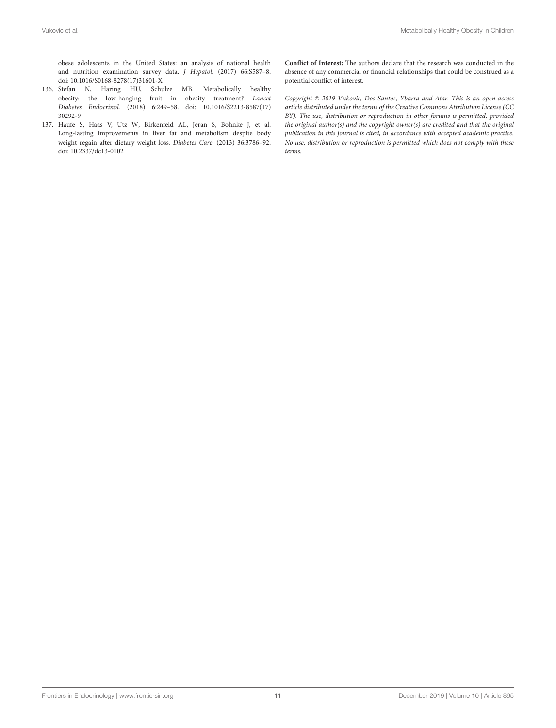obese adolescents in the United States: an analysis of national health and nutrition examination survey data. *J Hepatol.* (2017) 66:S587–8. doi: 10.1016/S0168-8278(17)31601-X

136. Stefan N, Haring HU, Schulze MB. Metabolically healthy obesity: the low-hanging fruit in obesity treatment? *Lancet Diabetes Endocrinol.* (2018) 6:249–58. doi: 10.1016/S2213-8587(17)30292-9

137. Haufe S, Haas V, Utz W, Birkenfeld AL, Jeran S, Bohnke J, et al. Long-lasting improvements in liver fat and metabolism despite body weight regain after dietary weight loss. *Diabetes Care.* (2013) 36:3786–92. doi: 10.2337/dc13-0102

**Conflict of Interest:** The authors declare that the research was conducted in the absence of any commercial or financial relationships that could be construed as a potential conflict of interest.

*Copyright © 2019 Vukovic, Dos Santos, Ybarra and Atar. This is an open-access article distributed under the terms of the Creative Commons Attribution License (CC BY). The use, distribution or reproduction in other forums is permitted, provided the original author(s) and the copyright owner(s) are credited and that the original publication in this journal is cited, in accordance with accepted academic practice. No use, distribution or reproduction is permitted which does not comply with these terms.*